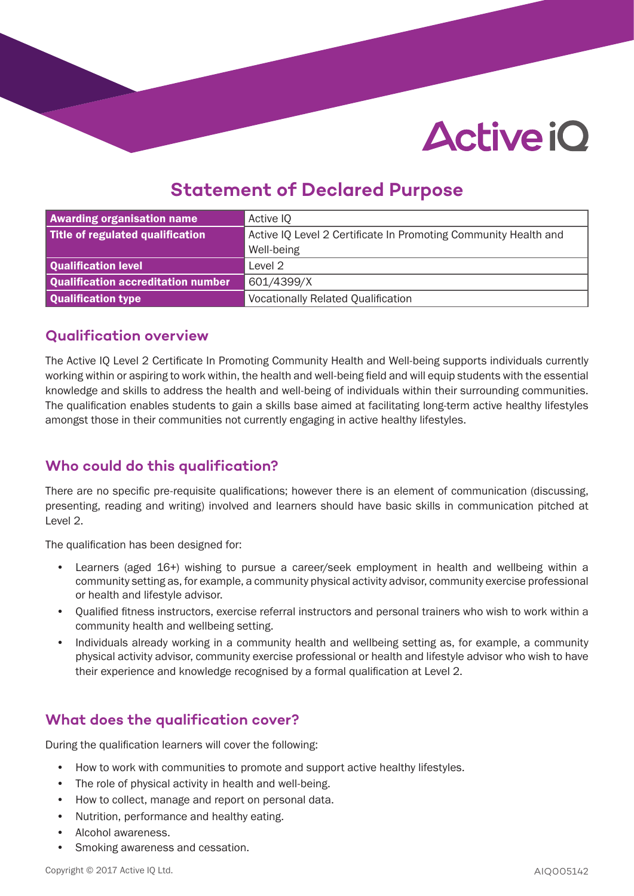# Statement of Declared Purpose

| Awarding organisation name | Active IQ |
| --- | --- |
| Title of regulated qualification | Active IQ Level 2 Certificate In Promoting Community Health and Well-being |
| Qualification level | Level 2 |
| Qualification accreditation number | 601/4399/X |
| Qualification type | Vocationally Related Qualification |

## Qualification overview

The Active IQ Level 2 Certificate In Promoting Community Health and Well-being supports individuals currently working within or aspiring to work within, the health and well-being field and will equip students with the essential knowledge and skills to address the health and well-being of individuals within their surrounding communities. The qualification enables students to gain a skills base aimed at facilitating long-term active healthy lifestyles amongst those in their communities not currently engaging in active healthy lifestyles.

## Who could do this qualification?

There are no specific pre-requisite qualifications; however there is an element of communication (discussing, presenting, reading and writing) involved and learners should have basic skills in communication pitched at Level 2.

The qualification has been designed for:

- Learners (aged 16+) wishing to pursue a career/seek employment in health and wellbeing within a community setting as, for example, a community physical activity advisor, community exercise professional or health and lifestyle advisor.
- Qualified fitness instructors, exercise referral instructors and personal trainers who wish to work within a community health and wellbeing setting.
- Individuals already working in a community health and wellbeing setting as, for example, a community physical activity advisor, community exercise professional or health and lifestyle advisor who wish to have their experience and knowledge recognised by a formal qualification at Level 2.

## What does the qualification cover?

During the qualification learners will cover the following:

- How to work with communities to promote and support active healthy lifestyles.
- The role of physical activity in health and well-being.
- How to collect, manage and report on personal data.
- Nutrition, performance and healthy eating.
- Alcohol awareness.
- Smoking awareness and cessation.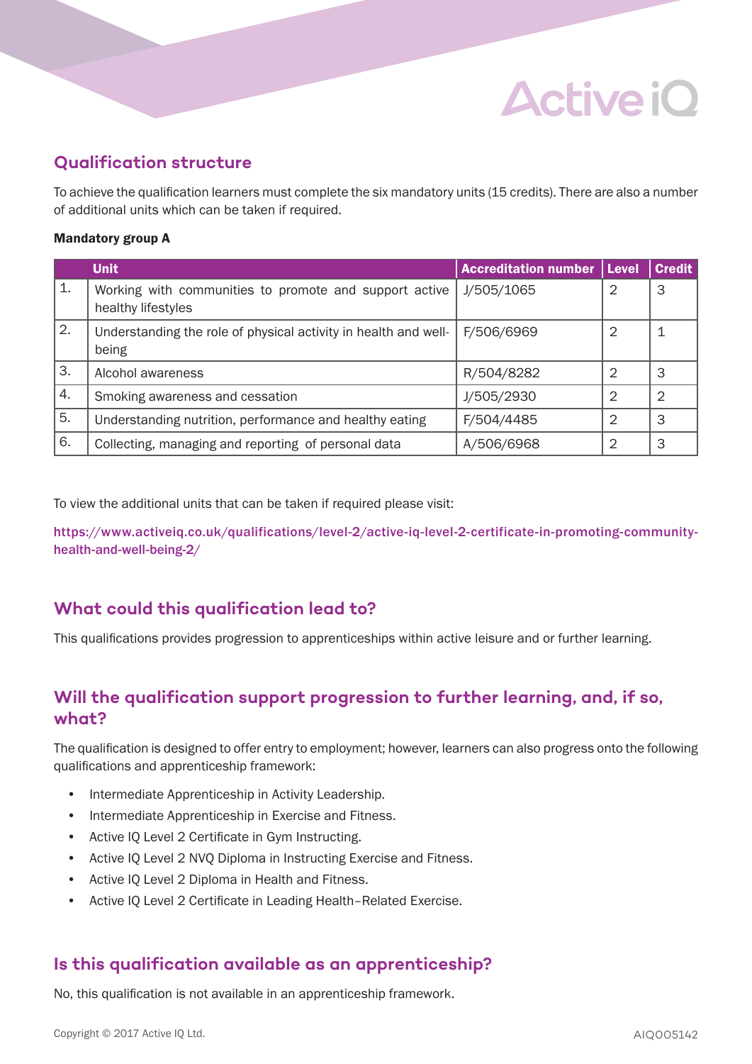## Qualification structure

To achieve the qualification learners must complete the six mandatory units (15 credits). There are also a number of additional units which can be taken if required.

**Mandatory group A**

| | Unit | Accreditation number | Level | Credit |
|---|---|---|---|---|
| 1. | Working with communities to promote and support active healthy lifestyles | J/505/1065 | 2 | 3 |
| 2. | Understanding the role of physical activity in health and well-being | F/506/6969 | 2 | 1 |
| 3. | Alcohol awareness | R/504/8282 | 2 | 3 |
| 4. | Smoking awareness and cessation | J/505/2930 | 2 | 2 |
| 5. | Understanding nutrition, performance and healthy eating | F/504/4485 | 2 | 3 |
| 6. | Collecting, managing and reporting of personal data | A/506/6968 | 2 | 3 |

To view the additional units that can be taken if required please visit:

https://www.activeiq.co.uk/qualifications/level-2/active-iq-level-2-certificate-in-promoting-community-health-and-well-being-2/

## What could this qualification lead to?

This qualifications provides progression to apprenticeships within active leisure and or further learning.

## Will the qualification support progression to further learning, and, if so, what?

The qualification is designed to offer entry to employment; however, learners can also progress onto the following qualifications and apprenticeship framework:

- Intermediate Apprenticeship in Activity Leadership.
- Intermediate Apprenticeship in Exercise and Fitness.
- Active IQ Level 2 Certificate in Gym Instructing.
- Active IQ Level 2 NVQ Diploma in Instructing Exercise and Fitness.
- Active IQ Level 2 Diploma in Health and Fitness.
- Active IQ Level 2 Certificate in Leading Health–Related Exercise.

## Is this qualification available as an apprenticeship?

No, this qualification is not available in an apprenticeship framework.

Copyright © 2017 Active IQ Ltd. AIQ005142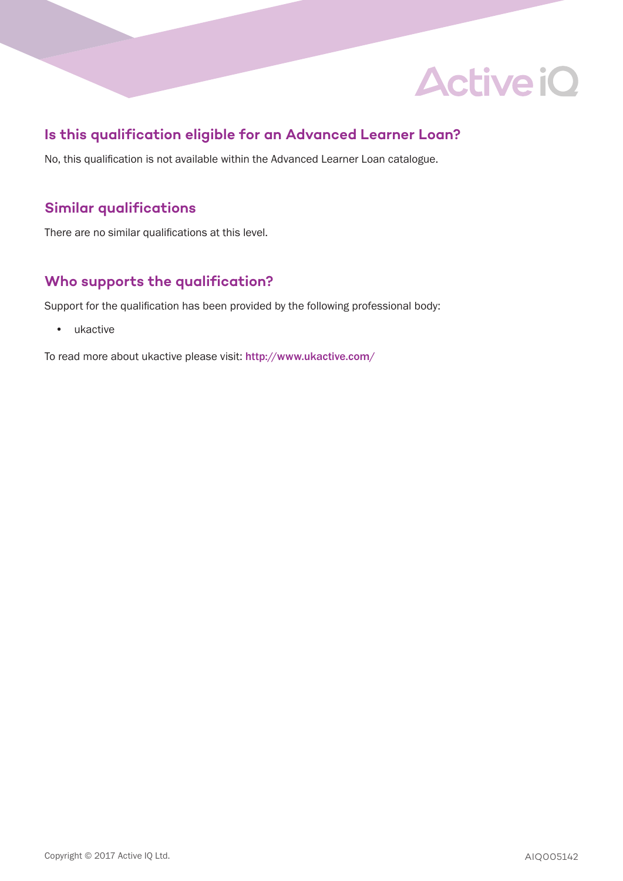## Is this qualification eligible for an Advanced Learner Loan?

No, this qualification is not available within the Advanced Learner Loan catalogue.

## Similar qualifications

There are no similar qualifications at this level.

## Who supports the qualification?

Support for the qualification has been provided by the following professional body:

- ukactive

To read more about ukactive please visit: http://www.ukactive.com/

Copyright © 2017 Active IQ Ltd.

AIQ005142